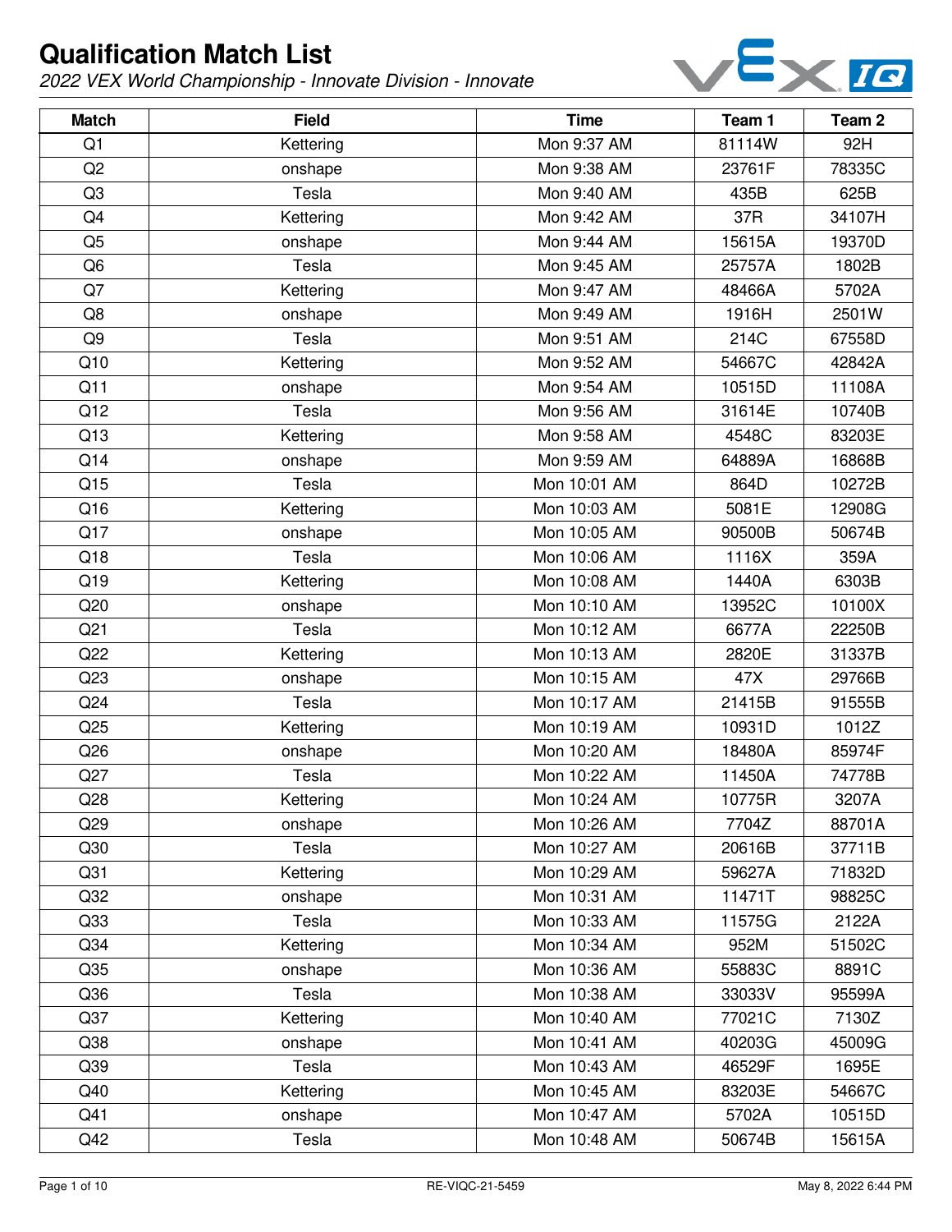# Qualification Match List

*2022 VEX World Championship - Innovate Division - Innovate*

| Match | Field | Time | Team 1 | Team 2 |
|---|---|---|---|---|
| Q1 | Kettering | Mon 9:37 AM | 81114W | 92H |
| Q2 | onshape | Mon 9:38 AM | 23761F | 78335C |
| Q3 | Tesla | Mon 9:40 AM | 435B | 625B |
| Q4 | Kettering | Mon 9:42 AM | 37R | 34107H |
| Q5 | onshape | Mon 9:44 AM | 15615A | 19370D |
| Q6 | Tesla | Mon 9:45 AM | 25757A | 1802B |
| Q7 | Kettering | Mon 9:47 AM | 48466A | 5702A |
| Q8 | onshape | Mon 9:49 AM | 1916H | 2501W |
| Q9 | Tesla | Mon 9:51 AM | 214C | 67558D |
| Q10 | Kettering | Mon 9:52 AM | 54667C | 42842A |
| Q11 | onshape | Mon 9:54 AM | 10515D | 11108A |
| Q12 | Tesla | Mon 9:56 AM | 31614E | 10740B |
| Q13 | Kettering | Mon 9:58 AM | 4548C | 83203E |
| Q14 | onshape | Mon 9:59 AM | 64889A | 16868B |
| Q15 | Tesla | Mon 10:01 AM | 864D | 10272B |
| Q16 | Kettering | Mon 10:03 AM | 5081E | 12908G |
| Q17 | onshape | Mon 10:05 AM | 90500B | 50674B |
| Q18 | Tesla | Mon 10:06 AM | 1116X | 359A |
| Q19 | Kettering | Mon 10:08 AM | 1440A | 6303B |
| Q20 | onshape | Mon 10:10 AM | 13952C | 10100X |
| Q21 | Tesla | Mon 10:12 AM | 6677A | 22250B |
| Q22 | Kettering | Mon 10:13 AM | 2820E | 31337B |
| Q23 | onshape | Mon 10:15 AM | 47X | 29766B |
| Q24 | Tesla | Mon 10:17 AM | 21415B | 91555B |
| Q25 | Kettering | Mon 10:19 AM | 10931D | 1012Z |
| Q26 | onshape | Mon 10:20 AM | 18480A | 85974F |
| Q27 | Tesla | Mon 10:22 AM | 11450A | 74778B |
| Q28 | Kettering | Mon 10:24 AM | 10775R | 3207A |
| Q29 | onshape | Mon 10:26 AM | 7704Z | 88701A |
| Q30 | Tesla | Mon 10:27 AM | 20616B | 37711B |
| Q31 | Kettering | Mon 10:29 AM | 59627A | 71832D |
| Q32 | onshape | Mon 10:31 AM | 11471T | 98825C |
| Q33 | Tesla | Mon 10:33 AM | 11575G | 2122A |
| Q34 | Kettering | Mon 10:34 AM | 952M | 51502C |
| Q35 | onshape | Mon 10:36 AM | 55883C | 8891C |
| Q36 | Tesla | Mon 10:38 AM | 33033V | 95599A |
| Q37 | Kettering | Mon 10:40 AM | 77021C | 7130Z |
| Q38 | onshape | Mon 10:41 AM | 40203G | 45009G |
| Q39 | Tesla | Mon 10:43 AM | 46529F | 1695E |
| Q40 | Kettering | Mon 10:45 AM | 83203E | 54667C |
| Q41 | onshape | Mon 10:47 AM | 5702A | 10515D |
| Q42 | Tesla | Mon 10:48 AM | 50674B | 15615A |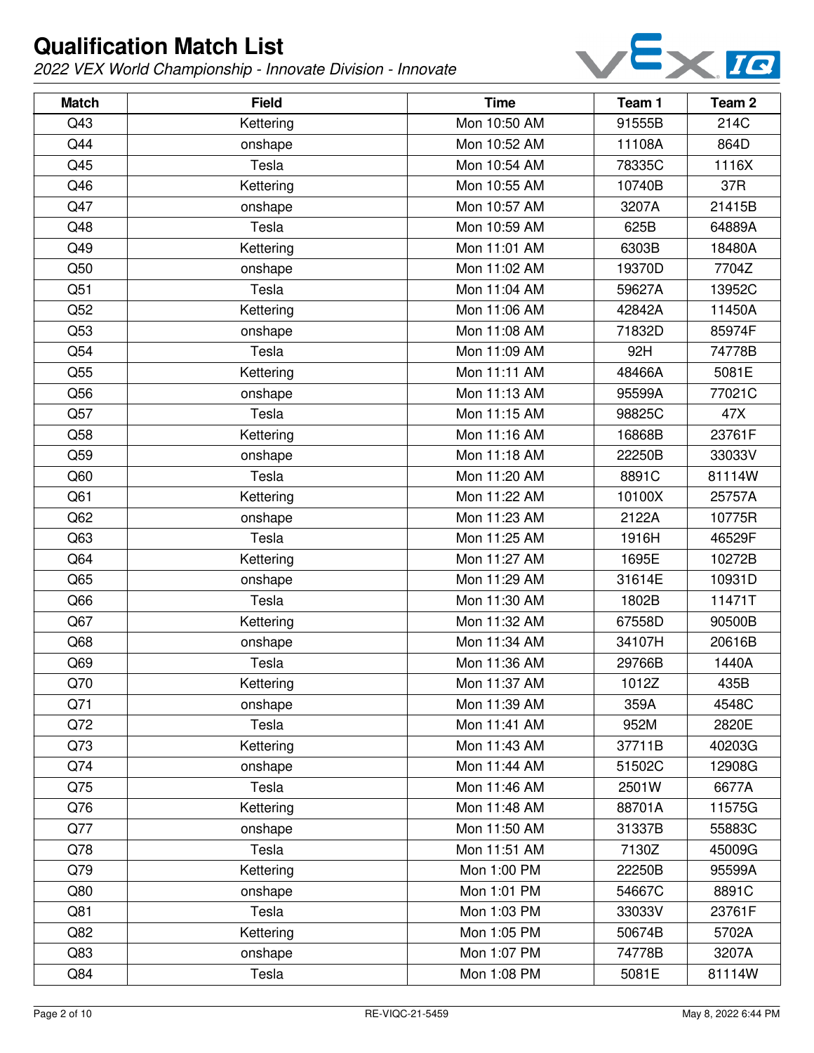# Qualification Match List

*2022 VEX World Championship - Innovate Division - Innovate*

| Match | Field | Time | Team 1 | Team 2 |
|---|---|---|---|---|
| Q43 | Kettering | Mon 10:50 AM | 91555B | 214C |
| Q44 | onshape | Mon 10:52 AM | 11108A | 864D |
| Q45 | Tesla | Mon 10:54 AM | 78335C | 1116X |
| Q46 | Kettering | Mon 10:55 AM | 10740B | 37R |
| Q47 | onshape | Mon 10:57 AM | 3207A | 21415B |
| Q48 | Tesla | Mon 10:59 AM | 625B | 64889A |
| Q49 | Kettering | Mon 11:01 AM | 6303B | 18480A |
| Q50 | onshape | Mon 11:02 AM | 19370D | 7704Z |
| Q51 | Tesla | Mon 11:04 AM | 59627A | 13952C |
| Q52 | Kettering | Mon 11:06 AM | 42842A | 11450A |
| Q53 | onshape | Mon 11:08 AM | 71832D | 85974F |
| Q54 | Tesla | Mon 11:09 AM | 92H | 74778B |
| Q55 | Kettering | Mon 11:11 AM | 48466A | 5081E |
| Q56 | onshape | Mon 11:13 AM | 95599A | 77021C |
| Q57 | Tesla | Mon 11:15 AM | 98825C | 47X |
| Q58 | Kettering | Mon 11:16 AM | 16868B | 23761F |
| Q59 | onshape | Mon 11:18 AM | 22250B | 33033V |
| Q60 | Tesla | Mon 11:20 AM | 8891C | 81114W |
| Q61 | Kettering | Mon 11:22 AM | 10100X | 25757A |
| Q62 | onshape | Mon 11:23 AM | 2122A | 10775R |
| Q63 | Tesla | Mon 11:25 AM | 1916H | 46529F |
| Q64 | Kettering | Mon 11:27 AM | 1695E | 10272B |
| Q65 | onshape | Mon 11:29 AM | 31614E | 10931D |
| Q66 | Tesla | Mon 11:30 AM | 1802B | 11471T |
| Q67 | Kettering | Mon 11:32 AM | 67558D | 90500B |
| Q68 | onshape | Mon 11:34 AM | 34107H | 20616B |
| Q69 | Tesla | Mon 11:36 AM | 29766B | 1440A |
| Q70 | Kettering | Mon 11:37 AM | 1012Z | 435B |
| Q71 | onshape | Mon 11:39 AM | 359A | 4548C |
| Q72 | Tesla | Mon 11:41 AM | 952M | 2820E |
| Q73 | Kettering | Mon 11:43 AM | 37711B | 40203G |
| Q74 | onshape | Mon 11:44 AM | 51502C | 12908G |
| Q75 | Tesla | Mon 11:46 AM | 2501W | 6677A |
| Q76 | Kettering | Mon 11:48 AM | 88701A | 11575G |
| Q77 | onshape | Mon 11:50 AM | 31337B | 55883C |
| Q78 | Tesla | Mon 11:51 AM | 7130Z | 45009G |
| Q79 | Kettering | Mon 1:00 PM | 22250B | 95599A |
| Q80 | onshape | Mon 1:01 PM | 54667C | 8891C |
| Q81 | Tesla | Mon 1:03 PM | 33033V | 23761F |
| Q82 | Kettering | Mon 1:05 PM | 50674B | 5702A |
| Q83 | onshape | Mon 1:07 PM | 74778B | 3207A |
| Q84 | Tesla | Mon 1:08 PM | 5081E | 81114W |

RE-VIQC-21-5459

May 8, 2022 6:44 PM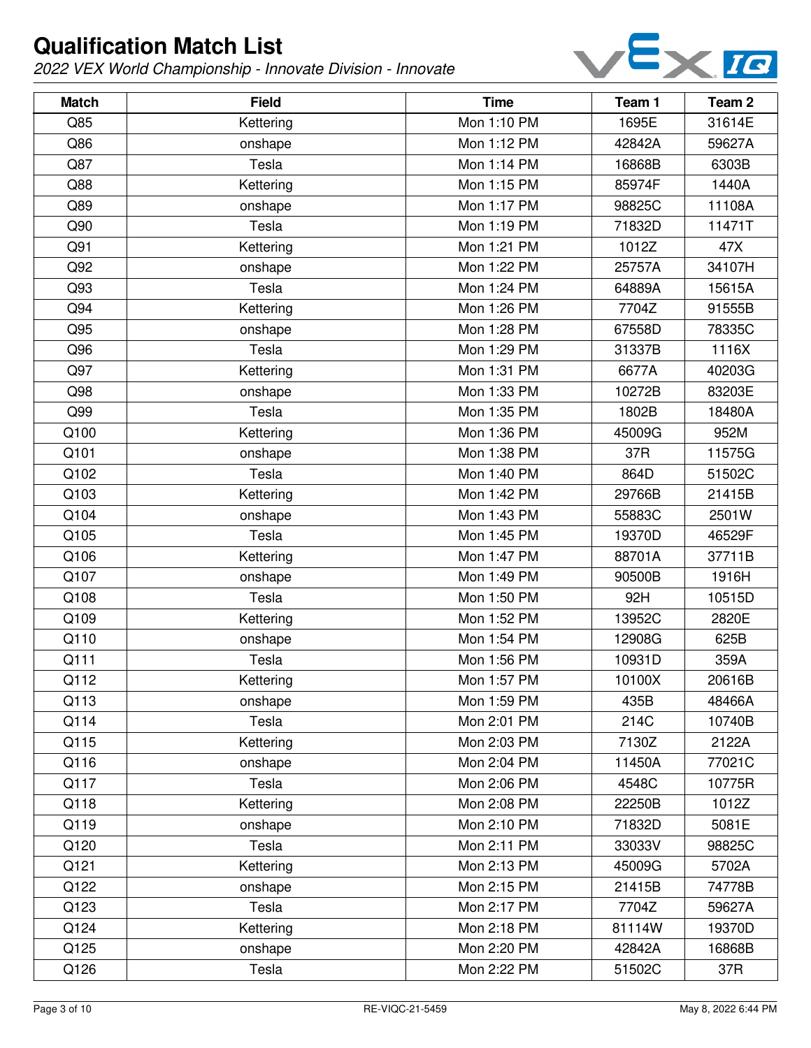# Qualification Match List

*2022 VEX World Championship - Innovate Division - Innovate*

| Match | Field | Time | Team 1 | Team 2 |
|---|---|---|---|---|
| Q85 | Kettering | Mon 1:10 PM | 1695E | 31614E |
| Q86 | onshape | Mon 1:12 PM | 42842A | 59627A |
| Q87 | Tesla | Mon 1:14 PM | 16868B | 6303B |
| Q88 | Kettering | Mon 1:15 PM | 85974F | 1440A |
| Q89 | onshape | Mon 1:17 PM | 98825C | 11108A |
| Q90 | Tesla | Mon 1:19 PM | 71832D | 11471T |
| Q91 | Kettering | Mon 1:21 PM | 1012Z | 47X |
| Q92 | onshape | Mon 1:22 PM | 25757A | 34107H |
| Q93 | Tesla | Mon 1:24 PM | 64889A | 15615A |
| Q94 | Kettering | Mon 1:26 PM | 7704Z | 91555B |
| Q95 | onshape | Mon 1:28 PM | 67558D | 78335C |
| Q96 | Tesla | Mon 1:29 PM | 31337B | 1116X |
| Q97 | Kettering | Mon 1:31 PM | 6677A | 40203G |
| Q98 | onshape | Mon 1:33 PM | 10272B | 83203E |
| Q99 | Tesla | Mon 1:35 PM | 1802B | 18480A |
| Q100 | Kettering | Mon 1:36 PM | 45009G | 952M |
| Q101 | onshape | Mon 1:38 PM | 37R | 11575G |
| Q102 | Tesla | Mon 1:40 PM | 864D | 51502C |
| Q103 | Kettering | Mon 1:42 PM | 29766B | 21415B |
| Q104 | onshape | Mon 1:43 PM | 55883C | 2501W |
| Q105 | Tesla | Mon 1:45 PM | 19370D | 46529F |
| Q106 | Kettering | Mon 1:47 PM | 88701A | 37711B |
| Q107 | onshape | Mon 1:49 PM | 90500B | 1916H |
| Q108 | Tesla | Mon 1:50 PM | 92H | 10515D |
| Q109 | Kettering | Mon 1:52 PM | 13952C | 2820E |
| Q110 | onshape | Mon 1:54 PM | 12908G | 625B |
| Q111 | Tesla | Mon 1:56 PM | 10931D | 359A |
| Q112 | Kettering | Mon 1:57 PM | 10100X | 20616B |
| Q113 | onshape | Mon 1:59 PM | 435B | 48466A |
| Q114 | Tesla | Mon 2:01 PM | 214C | 10740B |
| Q115 | Kettering | Mon 2:03 PM | 7130Z | 2122A |
| Q116 | onshape | Mon 2:04 PM | 11450A | 77021C |
| Q117 | Tesla | Mon 2:06 PM | 4548C | 10775R |
| Q118 | Kettering | Mon 2:08 PM | 22250B | 1012Z |
| Q119 | onshape | Mon 2:10 PM | 71832D | 5081E |
| Q120 | Tesla | Mon 2:11 PM | 33033V | 98825C |
| Q121 | Kettering | Mon 2:13 PM | 45009G | 5702A |
| Q122 | onshape | Mon 2:15 PM | 21415B | 74778B |
| Q123 | Tesla | Mon 2:17 PM | 7704Z | 59627A |
| Q124 | Kettering | Mon 2:18 PM | 81114W | 19370D |
| Q125 | onshape | Mon 2:20 PM | 42842A | 16868B |
| Q126 | Tesla | Mon 2:22 PM | 51502C | 37R |

RE-VIQC-21-5459

May 8, 2022 6:44 PM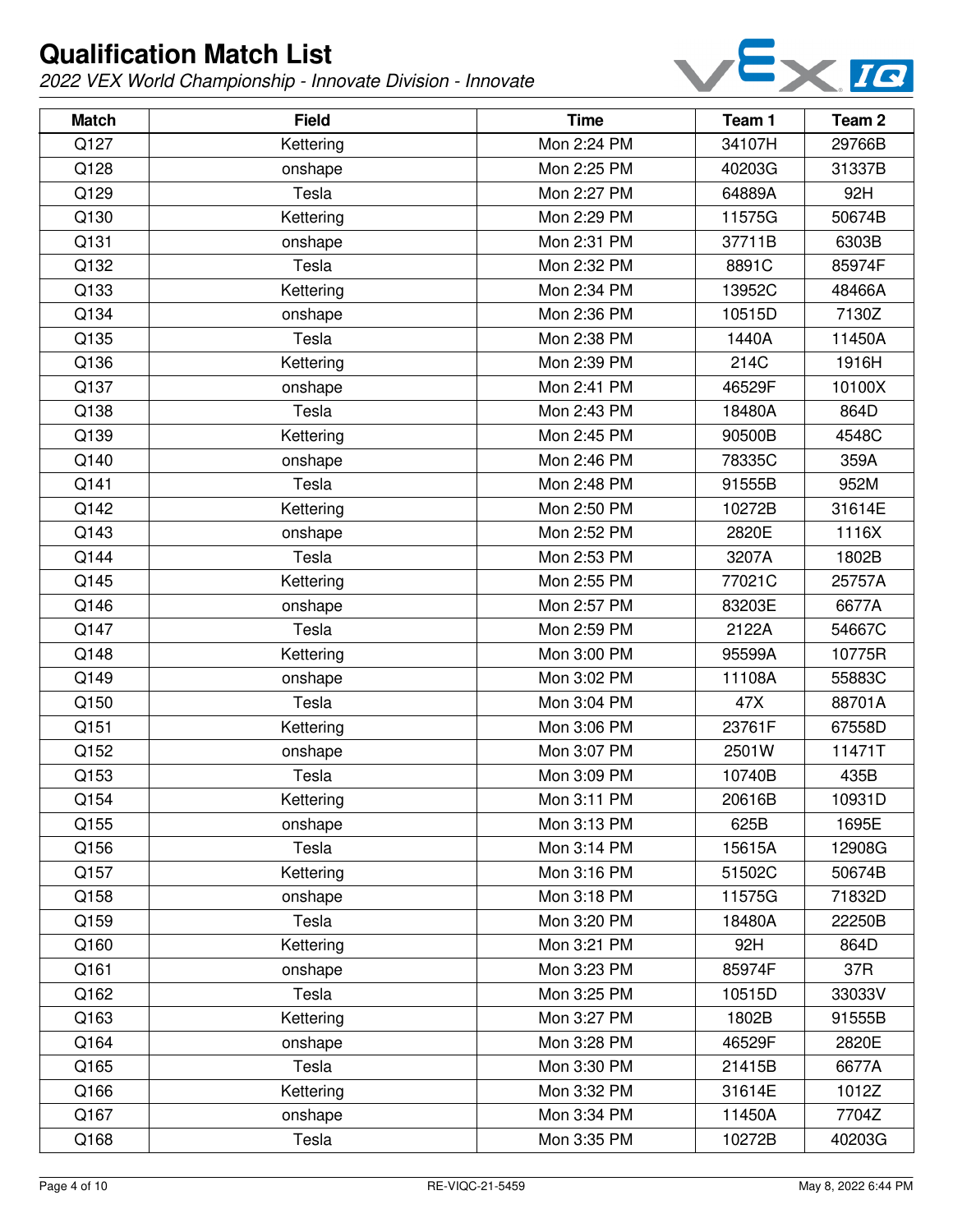# Qualification Match List

*2022 VEX World Championship - Innovate Division - Innovate*

| Match | Field | Time | Team 1 | Team 2 |
|---|---|---|---|---|
| Q127 | Kettering | Mon 2:24 PM | 34107H | 29766B |
| Q128 | onshape | Mon 2:25 PM | 40203G | 31337B |
| Q129 | Tesla | Mon 2:27 PM | 64889A | 92H |
| Q130 | Kettering | Mon 2:29 PM | 11575G | 50674B |
| Q131 | onshape | Mon 2:31 PM | 37711B | 6303B |
| Q132 | Tesla | Mon 2:32 PM | 8891C | 85974F |
| Q133 | Kettering | Mon 2:34 PM | 13952C | 48466A |
| Q134 | onshape | Mon 2:36 PM | 10515D | 7130Z |
| Q135 | Tesla | Mon 2:38 PM | 1440A | 11450A |
| Q136 | Kettering | Mon 2:39 PM | 214C | 1916H |
| Q137 | onshape | Mon 2:41 PM | 46529F | 10100X |
| Q138 | Tesla | Mon 2:43 PM | 18480A | 864D |
| Q139 | Kettering | Mon 2:45 PM | 90500B | 4548C |
| Q140 | onshape | Mon 2:46 PM | 78335C | 359A |
| Q141 | Tesla | Mon 2:48 PM | 91555B | 952M |
| Q142 | Kettering | Mon 2:50 PM | 10272B | 31614E |
| Q143 | onshape | Mon 2:52 PM | 2820E | 1116X |
| Q144 | Tesla | Mon 2:53 PM | 3207A | 1802B |
| Q145 | Kettering | Mon 2:55 PM | 77021C | 25757A |
| Q146 | onshape | Mon 2:57 PM | 83203E | 6677A |
| Q147 | Tesla | Mon 2:59 PM | 2122A | 54667C |
| Q148 | Kettering | Mon 3:00 PM | 95599A | 10775R |
| Q149 | onshape | Mon 3:02 PM | 11108A | 55883C |
| Q150 | Tesla | Mon 3:04 PM | 47X | 88701A |
| Q151 | Kettering | Mon 3:06 PM | 23761F | 67558D |
| Q152 | onshape | Mon 3:07 PM | 2501W | 11471T |
| Q153 | Tesla | Mon 3:09 PM | 10740B | 435B |
| Q154 | Kettering | Mon 3:11 PM | 20616B | 10931D |
| Q155 | onshape | Mon 3:13 PM | 625B | 1695E |
| Q156 | Tesla | Mon 3:14 PM | 15615A | 12908G |
| Q157 | Kettering | Mon 3:16 PM | 51502C | 50674B |
| Q158 | onshape | Mon 3:18 PM | 11575G | 71832D |
| Q159 | Tesla | Mon 3:20 PM | 18480A | 22250B |
| Q160 | Kettering | Mon 3:21 PM | 92H | 864D |
| Q161 | onshape | Mon 3:23 PM | 85974F | 37R |
| Q162 | Tesla | Mon 3:25 PM | 10515D | 33033V |
| Q163 | Kettering | Mon 3:27 PM | 1802B | 91555B |
| Q164 | onshape | Mon 3:28 PM | 46529F | 2820E |
| Q165 | Tesla | Mon 3:30 PM | 21415B | 6677A |
| Q166 | Kettering | Mon 3:32 PM | 31614E | 1012Z |
| Q167 | onshape | Mon 3:34 PM | 11450A | 7704Z |
| Q168 | Tesla | Mon 3:35 PM | 10272B | 40203G |

RE-VIQC-21-5459 May 8, 2022 6:44 PM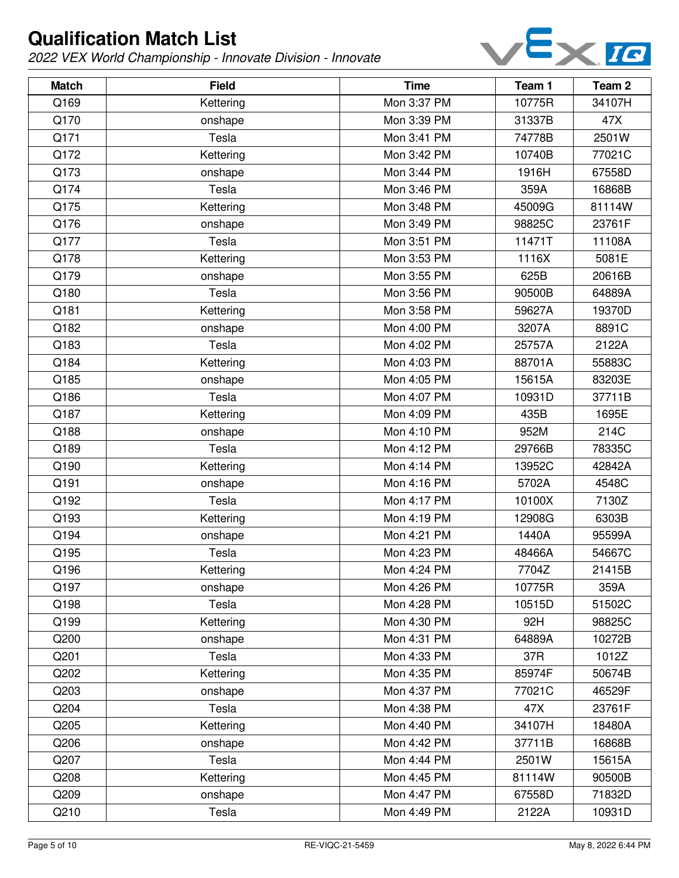# Qualification Match List

*2022 VEX World Championship - Innovate Division - Innovate*

| Match | Field | Time | Team 1 | Team 2 |
|---|---|---|---|---|
| Q169 | Kettering | Mon 3:37 PM | 10775R | 34107H |
| Q170 | onshape | Mon 3:39 PM | 31337B | 47X |
| Q171 | Tesla | Mon 3:41 PM | 74778B | 2501W |
| Q172 | Kettering | Mon 3:42 PM | 10740B | 77021C |
| Q173 | onshape | Mon 3:44 PM | 1916H | 67558D |
| Q174 | Tesla | Mon 3:46 PM | 359A | 16868B |
| Q175 | Kettering | Mon 3:48 PM | 45009G | 81114W |
| Q176 | onshape | Mon 3:49 PM | 98825C | 23761F |
| Q177 | Tesla | Mon 3:51 PM | 11471T | 11108A |
| Q178 | Kettering | Mon 3:53 PM | 1116X | 5081E |
| Q179 | onshape | Mon 3:55 PM | 625B | 20616B |
| Q180 | Tesla | Mon 3:56 PM | 90500B | 64889A |
| Q181 | Kettering | Mon 3:58 PM | 59627A | 19370D |
| Q182 | onshape | Mon 4:00 PM | 3207A | 8891C |
| Q183 | Tesla | Mon 4:02 PM | 25757A | 2122A |
| Q184 | Kettering | Mon 4:03 PM | 88701A | 55883C |
| Q185 | onshape | Mon 4:05 PM | 15615A | 83203E |
| Q186 | Tesla | Mon 4:07 PM | 10931D | 37711B |
| Q187 | Kettering | Mon 4:09 PM | 435B | 1695E |
| Q188 | onshape | Mon 4:10 PM | 952M | 214C |
| Q189 | Tesla | Mon 4:12 PM | 29766B | 78335C |
| Q190 | Kettering | Mon 4:14 PM | 13952C | 42842A |
| Q191 | onshape | Mon 4:16 PM | 5702A | 4548C |
| Q192 | Tesla | Mon 4:17 PM | 10100X | 7130Z |
| Q193 | Kettering | Mon 4:19 PM | 12908G | 6303B |
| Q194 | onshape | Mon 4:21 PM | 1440A | 95599A |
| Q195 | Tesla | Mon 4:23 PM | 48466A | 54667C |
| Q196 | Kettering | Mon 4:24 PM | 7704Z | 21415B |
| Q197 | onshape | Mon 4:26 PM | 10775R | 359A |
| Q198 | Tesla | Mon 4:28 PM | 10515D | 51502C |
| Q199 | Kettering | Mon 4:30 PM | 92H | 98825C |
| Q200 | onshape | Mon 4:31 PM | 64889A | 10272B |
| Q201 | Tesla | Mon 4:33 PM | 37R | 1012Z |
| Q202 | Kettering | Mon 4:35 PM | 85974F | 50674B |
| Q203 | onshape | Mon 4:37 PM | 77021C | 46529F |
| Q204 | Tesla | Mon 4:38 PM | 47X | 23761F |
| Q205 | Kettering | Mon 4:40 PM | 34107H | 18480A |
| Q206 | onshape | Mon 4:42 PM | 37711B | 16868B |
| Q207 | Tesla | Mon 4:44 PM | 2501W | 15615A |
| Q208 | Kettering | Mon 4:45 PM | 81114W | 90500B |
| Q209 | onshape | Mon 4:47 PM | 67558D | 71832D |
| Q210 | Tesla | Mon 4:49 PM | 2122A | 10931D |

RE-VIQC-21-5459

May 8, 2022 6:44 PM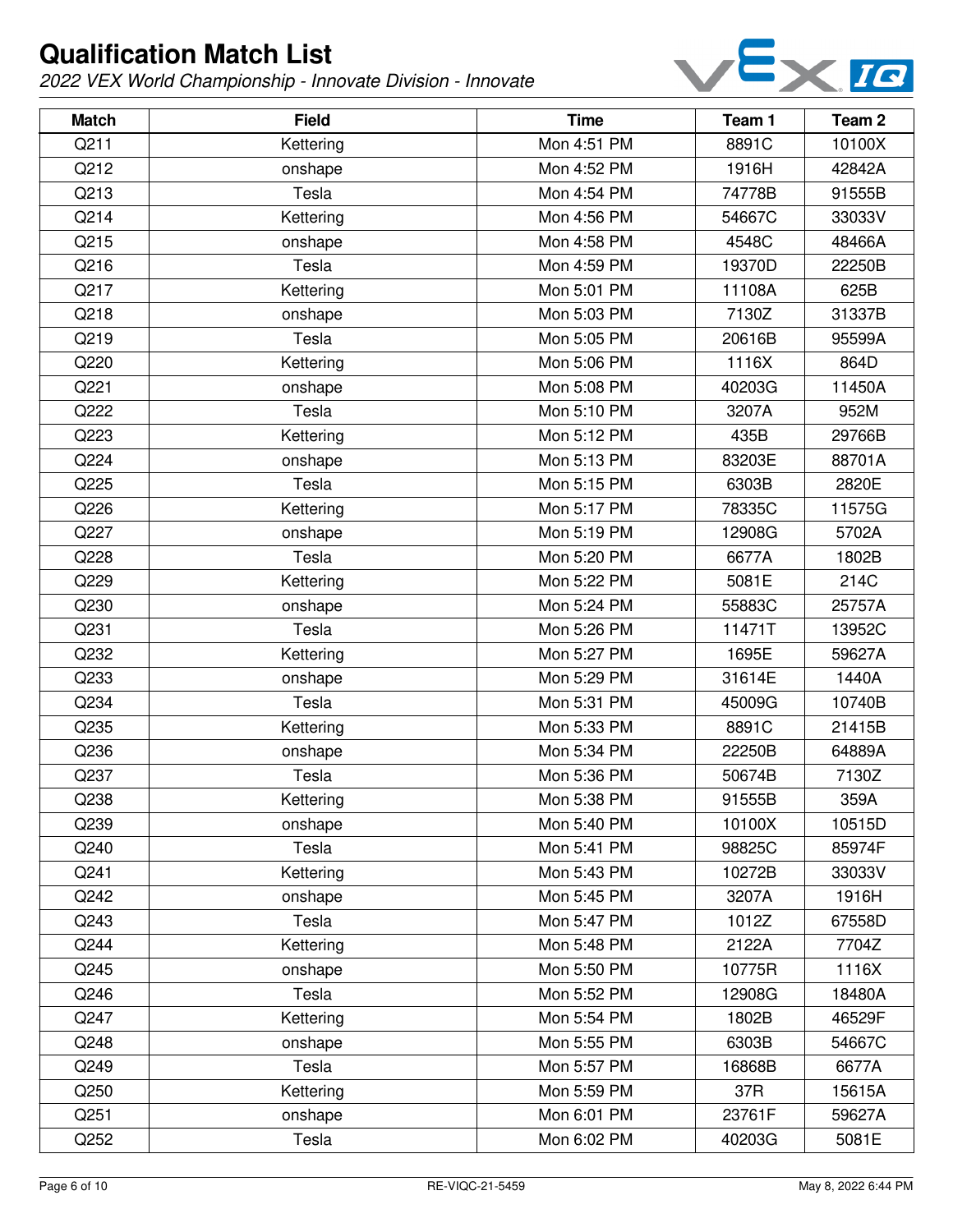# Qualification Match List

*2022 VEX World Championship - Innovate Division - Innovate*

| Match | Field | Time | Team 1 | Team 2 |
|---|---|---|---|---|
| Q211 | Kettering | Mon 4:51 PM | 8891C | 10100X |
| Q212 | onshape | Mon 4:52 PM | 1916H | 42842A |
| Q213 | Tesla | Mon 4:54 PM | 74778B | 91555B |
| Q214 | Kettering | Mon 4:56 PM | 54667C | 33033V |
| Q215 | onshape | Mon 4:58 PM | 4548C | 48466A |
| Q216 | Tesla | Mon 4:59 PM | 19370D | 22250B |
| Q217 | Kettering | Mon 5:01 PM | 11108A | 625B |
| Q218 | onshape | Mon 5:03 PM | 7130Z | 31337B |
| Q219 | Tesla | Mon 5:05 PM | 20616B | 95599A |
| Q220 | Kettering | Mon 5:06 PM | 1116X | 864D |
| Q221 | onshape | Mon 5:08 PM | 40203G | 11450A |
| Q222 | Tesla | Mon 5:10 PM | 3207A | 952M |
| Q223 | Kettering | Mon 5:12 PM | 435B | 29766B |
| Q224 | onshape | Mon 5:13 PM | 83203E | 88701A |
| Q225 | Tesla | Mon 5:15 PM | 6303B | 2820E |
| Q226 | Kettering | Mon 5:17 PM | 78335C | 11575G |
| Q227 | onshape | Mon 5:19 PM | 12908G | 5702A |
| Q228 | Tesla | Mon 5:20 PM | 6677A | 1802B |
| Q229 | Kettering | Mon 5:22 PM | 5081E | 214C |
| Q230 | onshape | Mon 5:24 PM | 55883C | 25757A |
| Q231 | Tesla | Mon 5:26 PM | 11471T | 13952C |
| Q232 | Kettering | Mon 5:27 PM | 1695E | 59627A |
| Q233 | onshape | Mon 5:29 PM | 31614E | 1440A |
| Q234 | Tesla | Mon 5:31 PM | 45009G | 10740B |
| Q235 | Kettering | Mon 5:33 PM | 8891C | 21415B |
| Q236 | onshape | Mon 5:34 PM | 22250B | 64889A |
| Q237 | Tesla | Mon 5:36 PM | 50674B | 7130Z |
| Q238 | Kettering | Mon 5:38 PM | 91555B | 359A |
| Q239 | onshape | Mon 5:40 PM | 10100X | 10515D |
| Q240 | Tesla | Mon 5:41 PM | 98825C | 85974F |
| Q241 | Kettering | Mon 5:43 PM | 10272B | 33033V |
| Q242 | onshape | Mon 5:45 PM | 3207A | 1916H |
| Q243 | Tesla | Mon 5:47 PM | 1012Z | 67558D |
| Q244 | Kettering | Mon 5:48 PM | 2122A | 7704Z |
| Q245 | onshape | Mon 5:50 PM | 10775R | 1116X |
| Q246 | Tesla | Mon 5:52 PM | 12908G | 18480A |
| Q247 | Kettering | Mon 5:54 PM | 1802B | 46529F |
| Q248 | onshape | Mon 5:55 PM | 6303B | 54667C |
| Q249 | Tesla | Mon 5:57 PM | 16868B | 6677A |
| Q250 | Kettering | Mon 5:59 PM | 37R | 15615A |
| Q251 | onshape | Mon 6:01 PM | 23761F | 59627A |
| Q252 | Tesla | Mon 6:02 PM | 40203G | 5081E |

RE-VIQC-21-5459 May 8, 2022 6:44 PM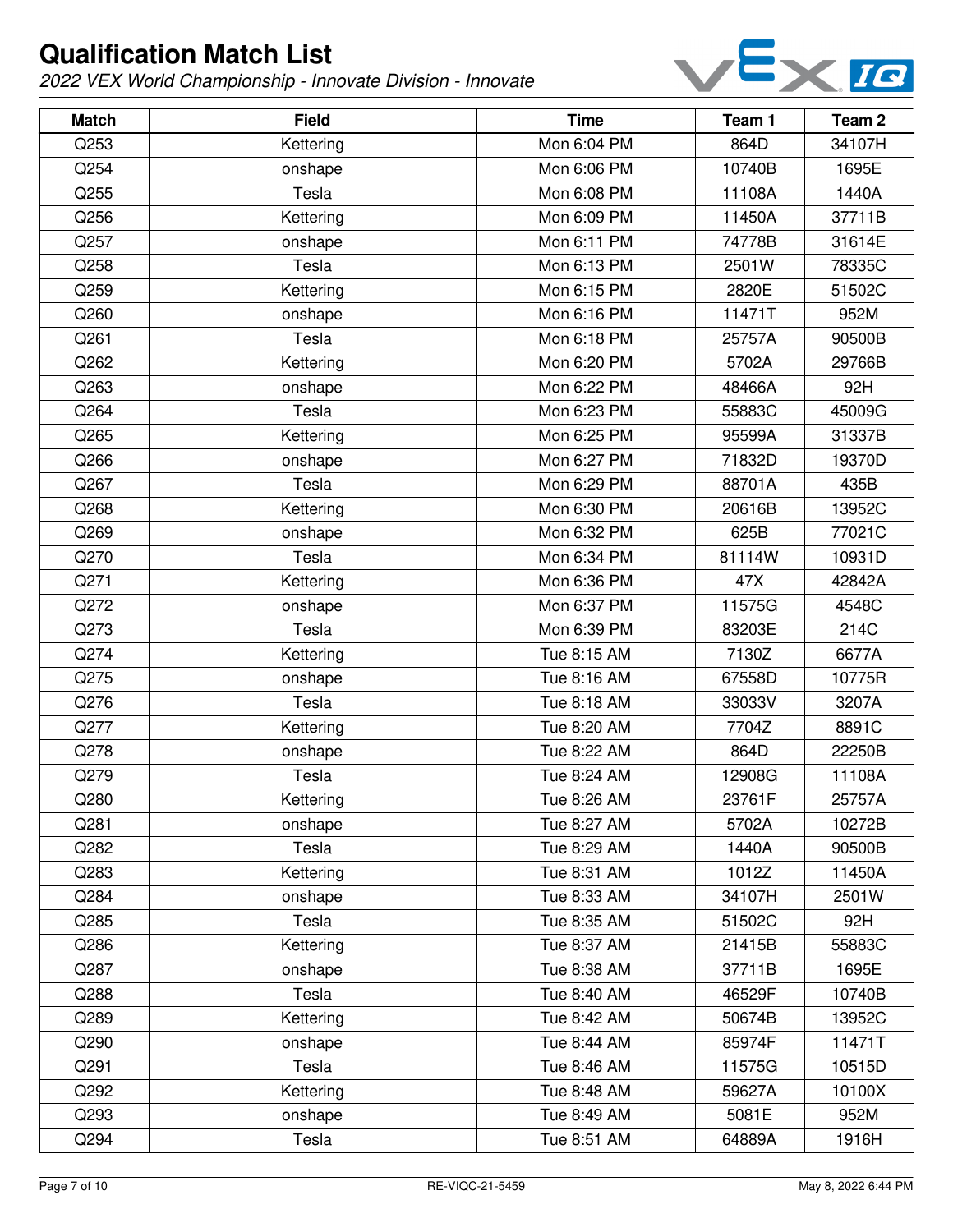# Qualification Match List

*2022 VEX World Championship - Innovate Division - Innovate*

| Match | Field | Time | Team 1 | Team 2 |
|---|---|---|---|---|
| Q253 | Kettering | Mon 6:04 PM | 864D | 34107H |
| Q254 | onshape | Mon 6:06 PM | 10740B | 1695E |
| Q255 | Tesla | Mon 6:08 PM | 11108A | 1440A |
| Q256 | Kettering | Mon 6:09 PM | 11450A | 37711B |
| Q257 | onshape | Mon 6:11 PM | 74778B | 31614E |
| Q258 | Tesla | Mon 6:13 PM | 2501W | 78335C |
| Q259 | Kettering | Mon 6:15 PM | 2820E | 51502C |
| Q260 | onshape | Mon 6:16 PM | 11471T | 952M |
| Q261 | Tesla | Mon 6:18 PM | 25757A | 90500B |
| Q262 | Kettering | Mon 6:20 PM | 5702A | 29766B |
| Q263 | onshape | Mon 6:22 PM | 48466A | 92H |
| Q264 | Tesla | Mon 6:23 PM | 55883C | 45009G |
| Q265 | Kettering | Mon 6:25 PM | 95599A | 31337B |
| Q266 | onshape | Mon 6:27 PM | 71832D | 19370D |
| Q267 | Tesla | Mon 6:29 PM | 88701A | 435B |
| Q268 | Kettering | Mon 6:30 PM | 20616B | 13952C |
| Q269 | onshape | Mon 6:32 PM | 625B | 77021C |
| Q270 | Tesla | Mon 6:34 PM | 81114W | 10931D |
| Q271 | Kettering | Mon 6:36 PM | 47X | 42842A |
| Q272 | onshape | Mon 6:37 PM | 11575G | 4548C |
| Q273 | Tesla | Mon 6:39 PM | 83203E | 214C |
| Q274 | Kettering | Tue 8:15 AM | 7130Z | 6677A |
| Q275 | onshape | Tue 8:16 AM | 67558D | 10775R |
| Q276 | Tesla | Tue 8:18 AM | 33033V | 3207A |
| Q277 | Kettering | Tue 8:20 AM | 7704Z | 8891C |
| Q278 | onshape | Tue 8:22 AM | 864D | 22250B |
| Q279 | Tesla | Tue 8:24 AM | 12908G | 11108A |
| Q280 | Kettering | Tue 8:26 AM | 23761F | 25757A |
| Q281 | onshape | Tue 8:27 AM | 5702A | 10272B |
| Q282 | Tesla | Tue 8:29 AM | 1440A | 90500B |
| Q283 | Kettering | Tue 8:31 AM | 1012Z | 11450A |
| Q284 | onshape | Tue 8:33 AM | 34107H | 2501W |
| Q285 | Tesla | Tue 8:35 AM | 51502C | 92H |
| Q286 | Kettering | Tue 8:37 AM | 21415B | 55883C |
| Q287 | onshape | Tue 8:38 AM | 37711B | 1695E |
| Q288 | Tesla | Tue 8:40 AM | 46529F | 10740B |
| Q289 | Kettering | Tue 8:42 AM | 50674B | 13952C |
| Q290 | onshape | Tue 8:44 AM | 85974F | 11471T |
| Q291 | Tesla | Tue 8:46 AM | 11575G | 10515D |
| Q292 | Kettering | Tue 8:48 AM | 59627A | 10100X |
| Q293 | onshape | Tue 8:49 AM | 5081E | 952M |
| Q294 | Tesla | Tue 8:51 AM | 64889A | 1916H |

RE-VIQC-21-5459

May 8, 2022 6:44 PM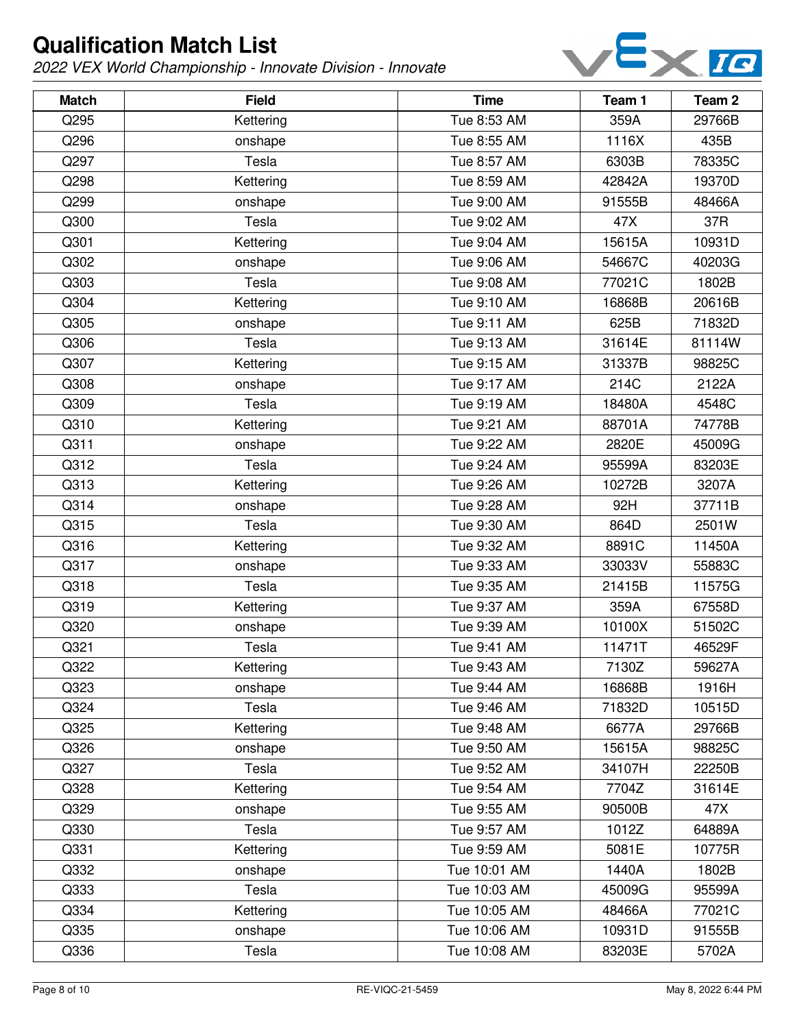# Qualification Match List

*2022 VEX World Championship - Innovate Division - Innovate*

| Match | Field | Time | Team 1 | Team 2 |
|---|---|---|---|---|
| Q295 | Kettering | Tue 8:53 AM | 359A | 29766B |
| Q296 | onshape | Tue 8:55 AM | 1116X | 435B |
| Q297 | Tesla | Tue 8:57 AM | 6303B | 78335C |
| Q298 | Kettering | Tue 8:59 AM | 42842A | 19370D |
| Q299 | onshape | Tue 9:00 AM | 91555B | 48466A |
| Q300 | Tesla | Tue 9:02 AM | 47X | 37R |
| Q301 | Kettering | Tue 9:04 AM | 15615A | 10931D |
| Q302 | onshape | Tue 9:06 AM | 54667C | 40203G |
| Q303 | Tesla | Tue 9:08 AM | 77021C | 1802B |
| Q304 | Kettering | Tue 9:10 AM | 16868B | 20616B |
| Q305 | onshape | Tue 9:11 AM | 625B | 71832D |
| Q306 | Tesla | Tue 9:13 AM | 31614E | 81114W |
| Q307 | Kettering | Tue 9:15 AM | 31337B | 98825C |
| Q308 | onshape | Tue 9:17 AM | 214C | 2122A |
| Q309 | Tesla | Tue 9:19 AM | 18480A | 4548C |
| Q310 | Kettering | Tue 9:21 AM | 88701A | 74778B |
| Q311 | onshape | Tue 9:22 AM | 2820E | 45009G |
| Q312 | Tesla | Tue 9:24 AM | 95599A | 83203E |
| Q313 | Kettering | Tue 9:26 AM | 10272B | 3207A |
| Q314 | onshape | Tue 9:28 AM | 92H | 37711B |
| Q315 | Tesla | Tue 9:30 AM | 864D | 2501W |
| Q316 | Kettering | Tue 9:32 AM | 8891C | 11450A |
| Q317 | onshape | Tue 9:33 AM | 33033V | 55883C |
| Q318 | Tesla | Tue 9:35 AM | 21415B | 11575G |
| Q319 | Kettering | Tue 9:37 AM | 359A | 67558D |
| Q320 | onshape | Tue 9:39 AM | 10100X | 51502C |
| Q321 | Tesla | Tue 9:41 AM | 11471T | 46529F |
| Q322 | Kettering | Tue 9:43 AM | 7130Z | 59627A |
| Q323 | onshape | Tue 9:44 AM | 16868B | 1916H |
| Q324 | Tesla | Tue 9:46 AM | 71832D | 10515D |
| Q325 | Kettering | Tue 9:48 AM | 6677A | 29766B |
| Q326 | onshape | Tue 9:50 AM | 15615A | 98825C |
| Q327 | Tesla | Tue 9:52 AM | 34107H | 22250B |
| Q328 | Kettering | Tue 9:54 AM | 7704Z | 31614E |
| Q329 | onshape | Tue 9:55 AM | 90500B | 47X |
| Q330 | Tesla | Tue 9:57 AM | 1012Z | 64889A |
| Q331 | Kettering | Tue 9:59 AM | 5081E | 10775R |
| Q332 | onshape | Tue 10:01 AM | 1440A | 1802B |
| Q333 | Tesla | Tue 10:03 AM | 45009G | 95599A |
| Q334 | Kettering | Tue 10:05 AM | 48466A | 77021C |
| Q335 | onshape | Tue 10:06 AM | 10931D | 91555B |
| Q336 | Tesla | Tue 10:08 AM | 83203E | 5702A |

RE-VIQC-21-5459 May 8, 2022 6:44 PM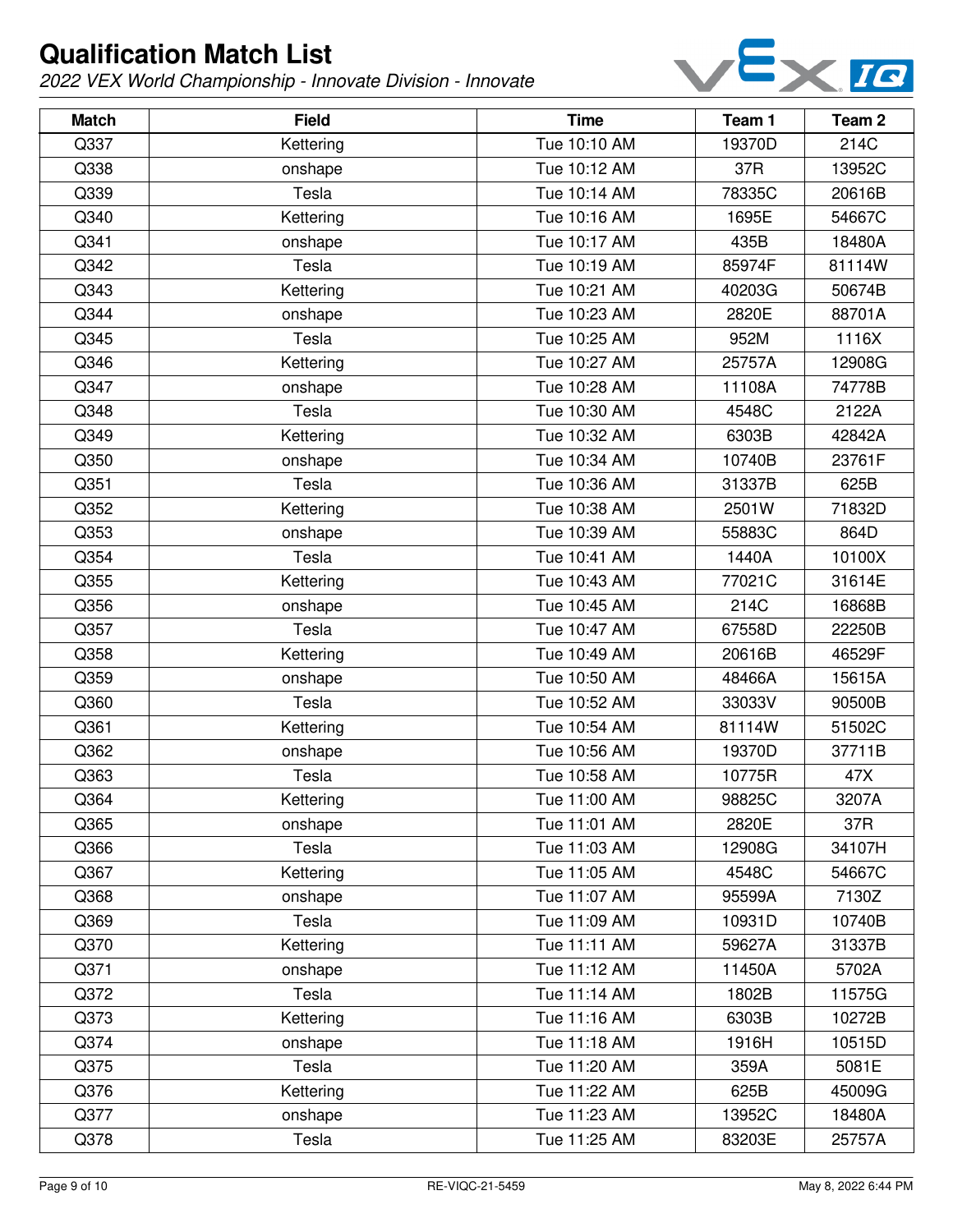# Qualification Match List

*2022 VEX World Championship - Innovate Division - Innovate*

| Match | Field | Time | Team 1 | Team 2 |
| --- | --- | --- | --- | --- |
| Q337 | Kettering | Tue 10:10 AM | 19370D | 214C |
| Q338 | onshape | Tue 10:12 AM | 37R | 13952C |
| Q339 | Tesla | Tue 10:14 AM | 78335C | 20616B |
| Q340 | Kettering | Tue 10:16 AM | 1695E | 54667C |
| Q341 | onshape | Tue 10:17 AM | 435B | 18480A |
| Q342 | Tesla | Tue 10:19 AM | 85974F | 81114W |
| Q343 | Kettering | Tue 10:21 AM | 40203G | 50674B |
| Q344 | onshape | Tue 10:23 AM | 2820E | 88701A |
| Q345 | Tesla | Tue 10:25 AM | 952M | 1116X |
| Q346 | Kettering | Tue 10:27 AM | 25757A | 12908G |
| Q347 | onshape | Tue 10:28 AM | 11108A | 74778B |
| Q348 | Tesla | Tue 10:30 AM | 4548C | 2122A |
| Q349 | Kettering | Tue 10:32 AM | 6303B | 42842A |
| Q350 | onshape | Tue 10:34 AM | 10740B | 23761F |
| Q351 | Tesla | Tue 10:36 AM | 31337B | 625B |
| Q352 | Kettering | Tue 10:38 AM | 2501W | 71832D |
| Q353 | onshape | Tue 10:39 AM | 55883C | 864D |
| Q354 | Tesla | Tue 10:41 AM | 1440A | 10100X |
| Q355 | Kettering | Tue 10:43 AM | 77021C | 31614E |
| Q356 | onshape | Tue 10:45 AM | 214C | 16868B |
| Q357 | Tesla | Tue 10:47 AM | 67558D | 22250B |
| Q358 | Kettering | Tue 10:49 AM | 20616B | 46529F |
| Q359 | onshape | Tue 10:50 AM | 48466A | 15615A |
| Q360 | Tesla | Tue 10:52 AM | 33033V | 90500B |
| Q361 | Kettering | Tue 10:54 AM | 81114W | 51502C |
| Q362 | onshape | Tue 10:56 AM | 19370D | 37711B |
| Q363 | Tesla | Tue 10:58 AM | 10775R | 47X |
| Q364 | Kettering | Tue 11:00 AM | 98825C | 3207A |
| Q365 | onshape | Tue 11:01 AM | 2820E | 37R |
| Q366 | Tesla | Tue 11:03 AM | 12908G | 34107H |
| Q367 | Kettering | Tue 11:05 AM | 4548C | 54667C |
| Q368 | onshape | Tue 11:07 AM | 95599A | 7130Z |
| Q369 | Tesla | Tue 11:09 AM | 10931D | 10740B |
| Q370 | Kettering | Tue 11:11 AM | 59627A | 31337B |
| Q371 | onshape | Tue 11:12 AM | 11450A | 5702A |
| Q372 | Tesla | Tue 11:14 AM | 1802B | 11575G |
| Q373 | Kettering | Tue 11:16 AM | 6303B | 10272B |
| Q374 | onshape | Tue 11:18 AM | 1916H | 10515D |
| Q375 | Tesla | Tue 11:20 AM | 359A | 5081E |
| Q376 | Kettering | Tue 11:22 AM | 625B | 45009G |
| Q377 | onshape | Tue 11:23 AM | 13952C | 18480A |
| Q378 | Tesla | Tue 11:25 AM | 83203E | 25757A |

RE-VIQC-21-5459

May 8, 2022 6:44 PM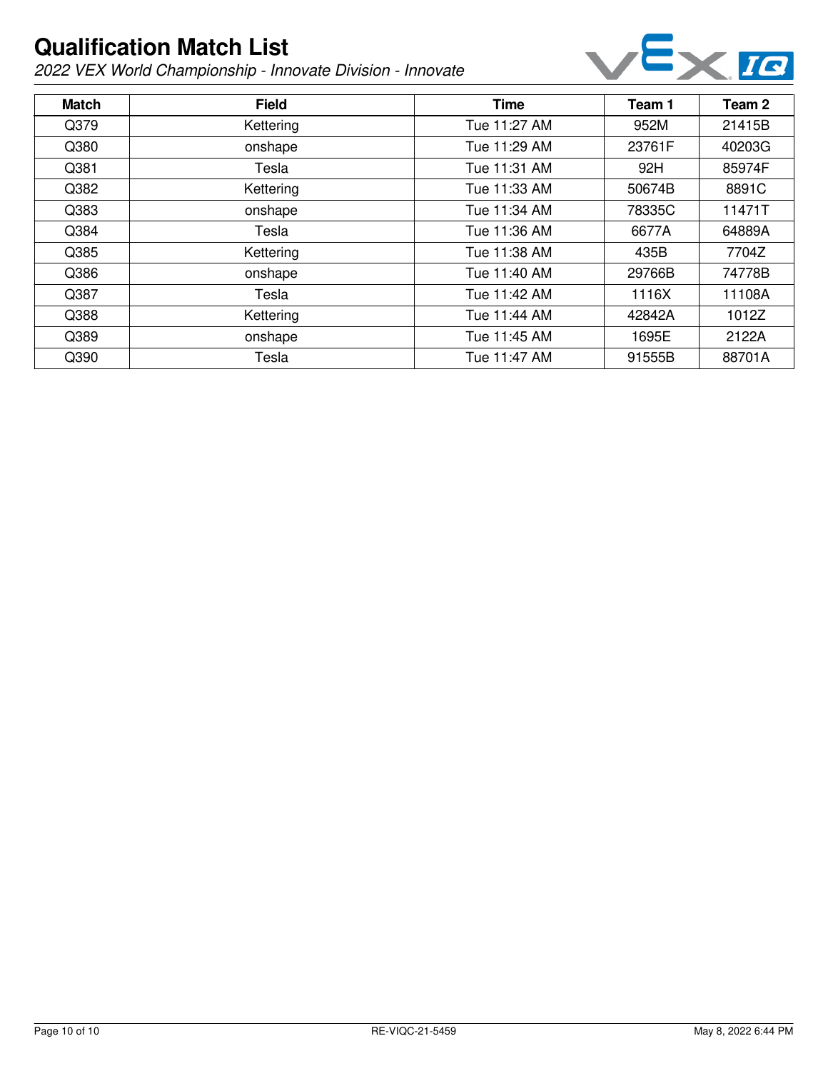# Qualification Match List

*2022 VEX World Championship - Innovate Division - Innovate*

| Match | Field | Time | Team 1 | Team 2 |
|---|---|---|---|---|
| Q379 | Kettering | Tue 11:27 AM | 952M | 21415B |
| Q380 | onshape | Tue 11:29 AM | 23761F | 40203G |
| Q381 | Tesla | Tue 11:31 AM | 92H | 85974F |
| Q382 | Kettering | Tue 11:33 AM | 50674B | 8891C |
| Q383 | onshape | Tue 11:34 AM | 78335C | 11471T |
| Q384 | Tesla | Tue 11:36 AM | 6677A | 64889A |
| Q385 | Kettering | Tue 11:38 AM | 435B | 7704Z |
| Q386 | onshape | Tue 11:40 AM | 29766B | 74778B |
| Q387 | Tesla | Tue 11:42 AM | 1116X | 11108A |
| Q388 | Kettering | Tue 11:44 AM | 42842A | 1012Z |
| Q389 | onshape | Tue 11:45 AM | 1695E | 2122A |
| Q390 | Tesla | Tue 11:47 AM | 91555B | 88701A |